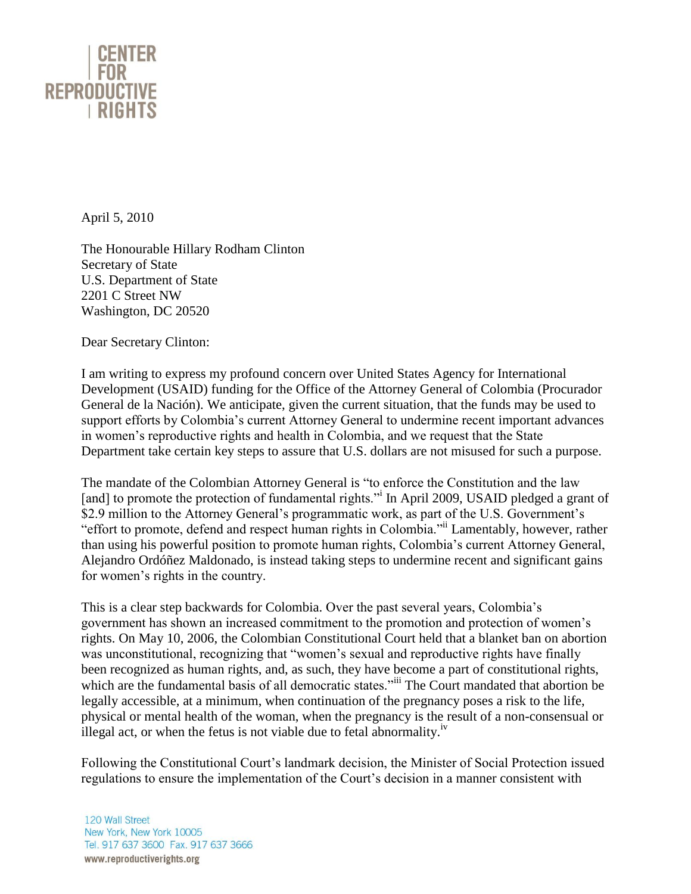CENTER FOR REPRODUCTIVE RIGHTS

April 5, 2010

The Honourable Hillary Rodham Clinton
Secretary of State
U.S. Department of State
2201 C Street NW
Washington, DC 20520

Dear Secretary Clinton:

I am writing to express my profound concern over United States Agency for International Development (USAID) funding for the Office of the Attorney General of Colombia (Procurador General de la Nación). We anticipate, given the current situation, that the funds may be used to support efforts by Colombia's current Attorney General to undermine recent important advances in women's reproductive rights and health in Colombia, and we request that the State Department take certain key steps to assure that U.S. dollars are not misused for such a purpose.

The mandate of the Colombian Attorney General is "to enforce the Constitution and the law [and] to promote the protection of fundamental rights."[i] In April 2009, USAID pledged a grant of $2.9 million to the Attorney General's programmatic work, as part of the U.S. Government's "effort to promote, defend and respect human rights in Colombia."[ii] Lamentably, however, rather than using his powerful position to promote human rights, Colombia's current Attorney General, Alejandro Ordóñez Maldonado, is instead taking steps to undermine recent and significant gains for women's rights in the country.

This is a clear step backwards for Colombia. Over the past several years, Colombia's government has shown an increased commitment to the promotion and protection of women's rights. On May 10, 2006, the Colombian Constitutional Court held that a blanket ban on abortion was unconstitutional, recognizing that "women's sexual and reproductive rights have finally been recognized as human rights, and, as such, they have become a part of constitutional rights, which are the fundamental basis of all democratic states."[iii] The Court mandated that abortion be legally accessible, at a minimum, when continuation of the pregnancy poses a risk to the life, physical or mental health of the woman, when the pregnancy is the result of a non-consensual or illegal act, or when the fetus is not viable due to fetal abnormality.[iv]

Following the Constitutional Court's landmark decision, the Minister of Social Protection issued regulations to ensure the implementation of the Court's decision in a manner consistent with

120 Wall Street
New York, New York 10005
Tel. 917 637 3600 Fax. 917 637 3666
www.reproductiverights.org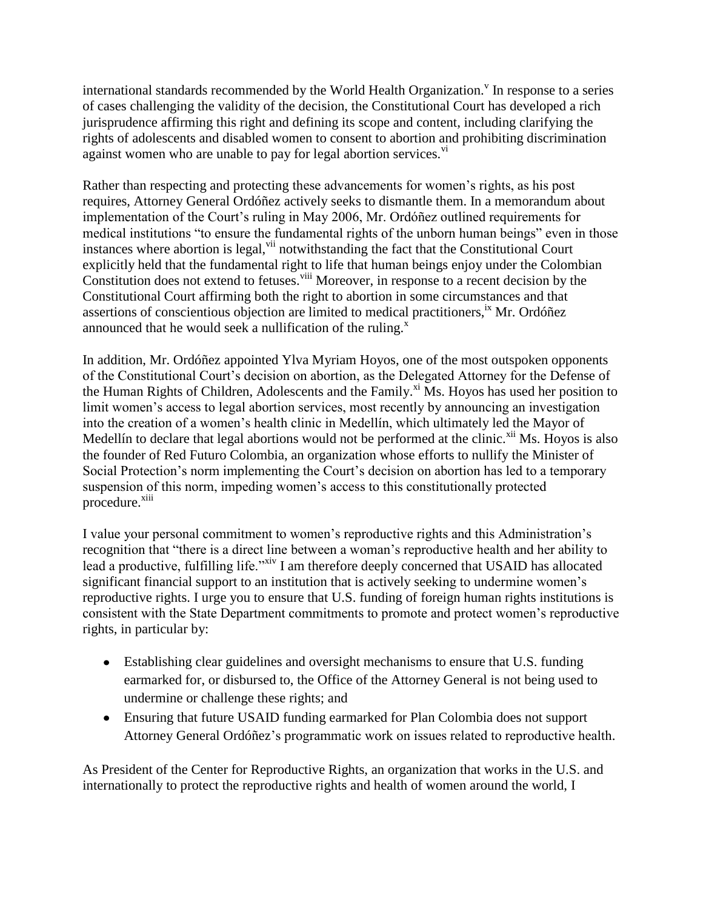international standards recommended by the World Health Organization.[v] In response to a series of cases challenging the validity of the decision, the Constitutional Court has developed a rich jurisprudence affirming this right and defining its scope and content, including clarifying the rights of adolescents and disabled women to consent to abortion and prohibiting discrimination against women who are unable to pay for legal abortion services.[vi]

Rather than respecting and protecting these advancements for women's rights, as his post requires, Attorney General Ordóñez actively seeks to dismantle them. In a memorandum about implementation of the Court's ruling in May 2006, Mr. Ordóñez outlined requirements for medical institutions "to ensure the fundamental rights of the unborn human beings" even in those instances where abortion is legal,[vii] notwithstanding the fact that the Constitutional Court explicitly held that the fundamental right to life that human beings enjoy under the Colombian Constitution does not extend to fetuses.[viii] Moreover, in response to a recent decision by the Constitutional Court affirming both the right to abortion in some circumstances and that assertions of conscientious objection are limited to medical practitioners,[ix] Mr. Ordóñez announced that he would seek a nullification of the ruling.[x]

In addition, Mr. Ordóñez appointed Ylva Myriam Hoyos, one of the most outspoken opponents of the Constitutional Court's decision on abortion, as the Delegated Attorney for the Defense of the Human Rights of Children, Adolescents and the Family.[xi] Ms. Hoyos has used her position to limit women's access to legal abortion services, most recently by announcing an investigation into the creation of a women's health clinic in Medellín, which ultimately led the Mayor of Medellín to declare that legal abortions would not be performed at the clinic.[xii] Ms. Hoyos is also the founder of Red Futuro Colombia, an organization whose efforts to nullify the Minister of Social Protection's norm implementing the Court's decision on abortion has led to a temporary suspension of this norm, impeding women's access to this constitutionally protected procedure.[xiii]

I value your personal commitment to women's reproductive rights and this Administration's recognition that "there is a direct line between a woman's reproductive health and her ability to lead a productive, fulfilling life."[xiv] I am therefore deeply concerned that USAID has allocated significant financial support to an institution that is actively seeking to undermine women's reproductive rights. I urge you to ensure that U.S. funding of foreign human rights institutions is consistent with the State Department commitments to promote and protect women's reproductive rights, in particular by:

- Establishing clear guidelines and oversight mechanisms to ensure that U.S. funding earmarked for, or disbursed to, the Office of the Attorney General is not being used to undermine or challenge these rights; and
- Ensuring that future USAID funding earmarked for Plan Colombia does not support Attorney General Ordóñez's programmatic work on issues related to reproductive health.

As President of the Center for Reproductive Rights, an organization that works in the U.S. and internationally to protect the reproductive rights and health of women around the world, I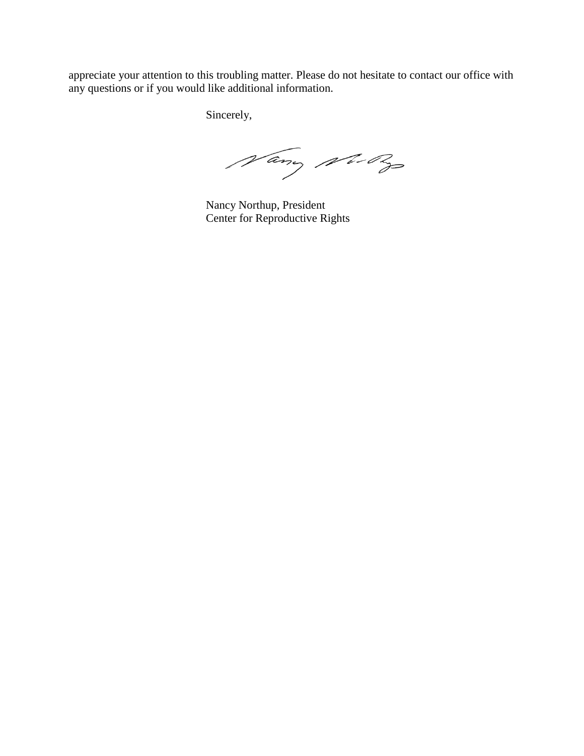appreciate your attention to this troubling matter. Please do not hesitate to contact our office with any questions or if you would like additional information.

Sincerely,

Nancy Northup, President
Center for Reproductive Rights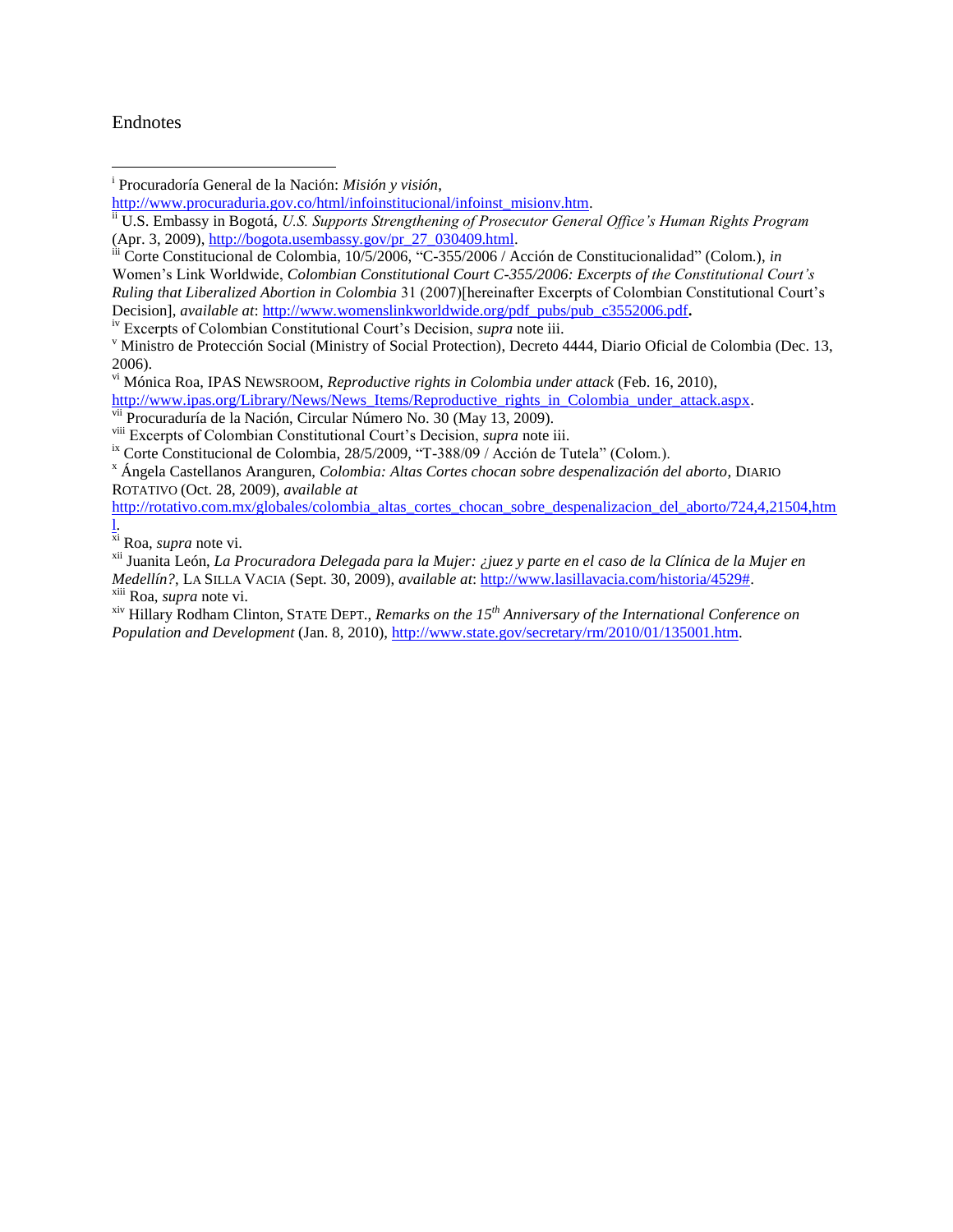# Endnotes

[i] Procuraduría General de la Nación: *Misión y visión*, http://www.procuraduria.gov.co/html/infoinstitucional/infoinst_misionv.htm.

[ii] U.S. Embassy in Bogotá, *U.S. Supports Strengthening of Prosecutor General Office's Human Rights Program* (Apr. 3, 2009), http://bogota.usembassy.gov/pr_27_030409.html.

[iii] Corte Constitucional de Colombia, 10/5/2006, "C-355/2006 / Acción de Constitucionalidad" (Colom.), *in* Women's Link Worldwide, *Colombian Constitutional Court C-355/2006: Excerpts of the Constitutional Court's Ruling that Liberalized Abortion in Colombia* 31 (2007)[hereinafter Excerpts of Colombian Constitutional Court's Decision], *available at*: http://www.womenslinkworldwide.org/pdf_pubs/pub_c3552006.pdf**.**

[iv] Excerpts of Colombian Constitutional Court's Decision, *supra* note iii.

[v] Ministro de Protección Social (Ministry of Social Protection), Decreto 4444, Diario Oficial de Colombia (Dec. 13, 2006).

[vi] Mónica Roa, IPAS NEWSROOM, *Reproductive rights in Colombia under attack* (Feb. 16, 2010), http://www.ipas.org/Library/News/News_Items/Reproductive_rights_in_Colombia_under_attack.aspx.

[vii] Procuraduría de la Nación, Circular Número No. 30 (May 13, 2009).

[viii] Excerpts of Colombian Constitutional Court's Decision, *supra* note iii.

[ix] Corte Constitucional de Colombia, 28/5/2009, "T-388/09 / Acción de Tutela" (Colom.).

[x] Ángela Castellanos Aranguren, *Colombia: Altas Cortes chocan sobre despenalización del aborto*, DIARIO ROTATIVO (Oct. 28, 2009), *available at* http://rotativo.com.mx/globales/colombia_altas_cortes_chocan_sobre_despenalizacion_del_aborto/724,4,21504,html.

[xi] Roa, *supra* note vi.

[xii] Juanita León, *La Procuradora Delegada para la Mujer: ¿juez y parte en el caso de la Clínica de la Mujer en Medellín?*, LA SILLA VACIA (Sept. 30, 2009), *available at*: http://www.lasillavacia.com/historia/4529#.

[xiii] Roa, *supra* note vi.

[xiv] Hillary Rodham Clinton, STATE DEPT., *Remarks on the 15th Anniversary of the International Conference on Population and Development* (Jan. 8, 2010), http://www.state.gov/secretary/rm/2010/01/135001.htm.